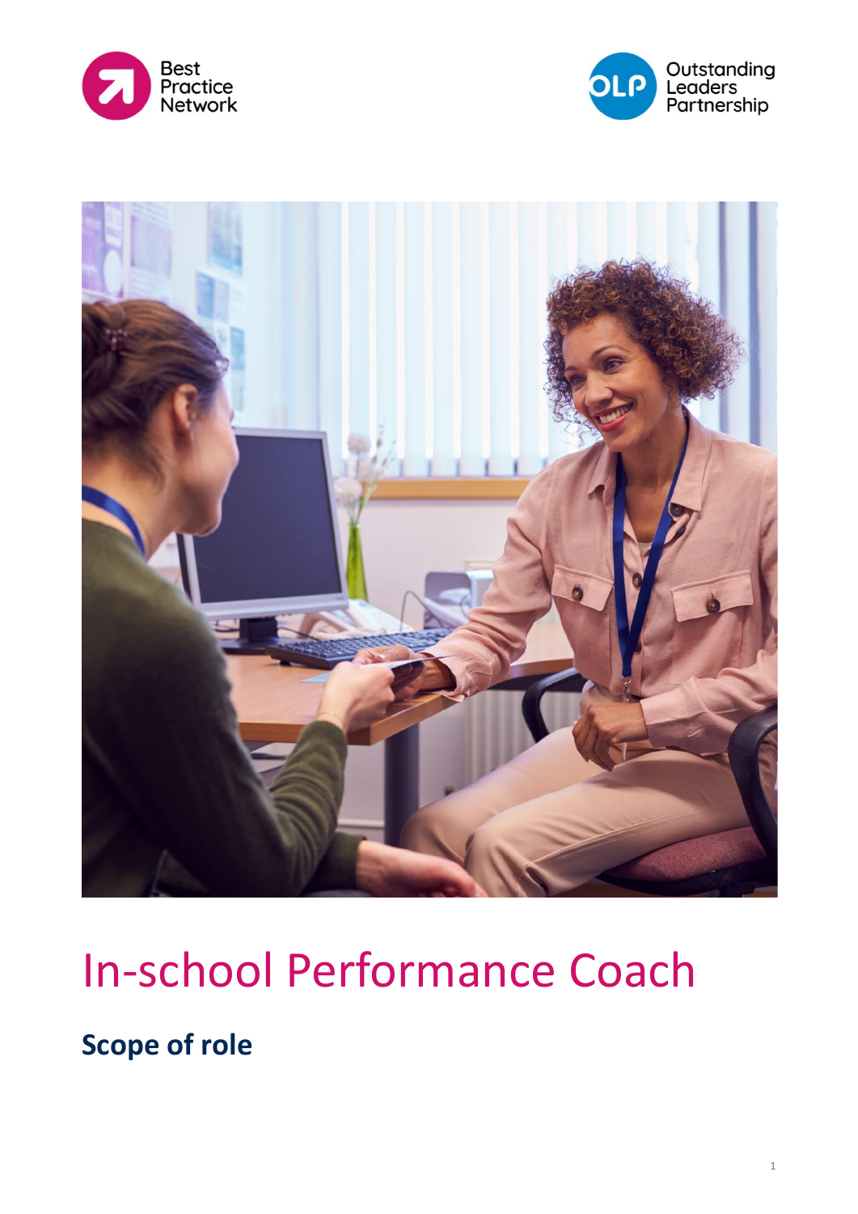# In-school Performance Coach

## Scope of role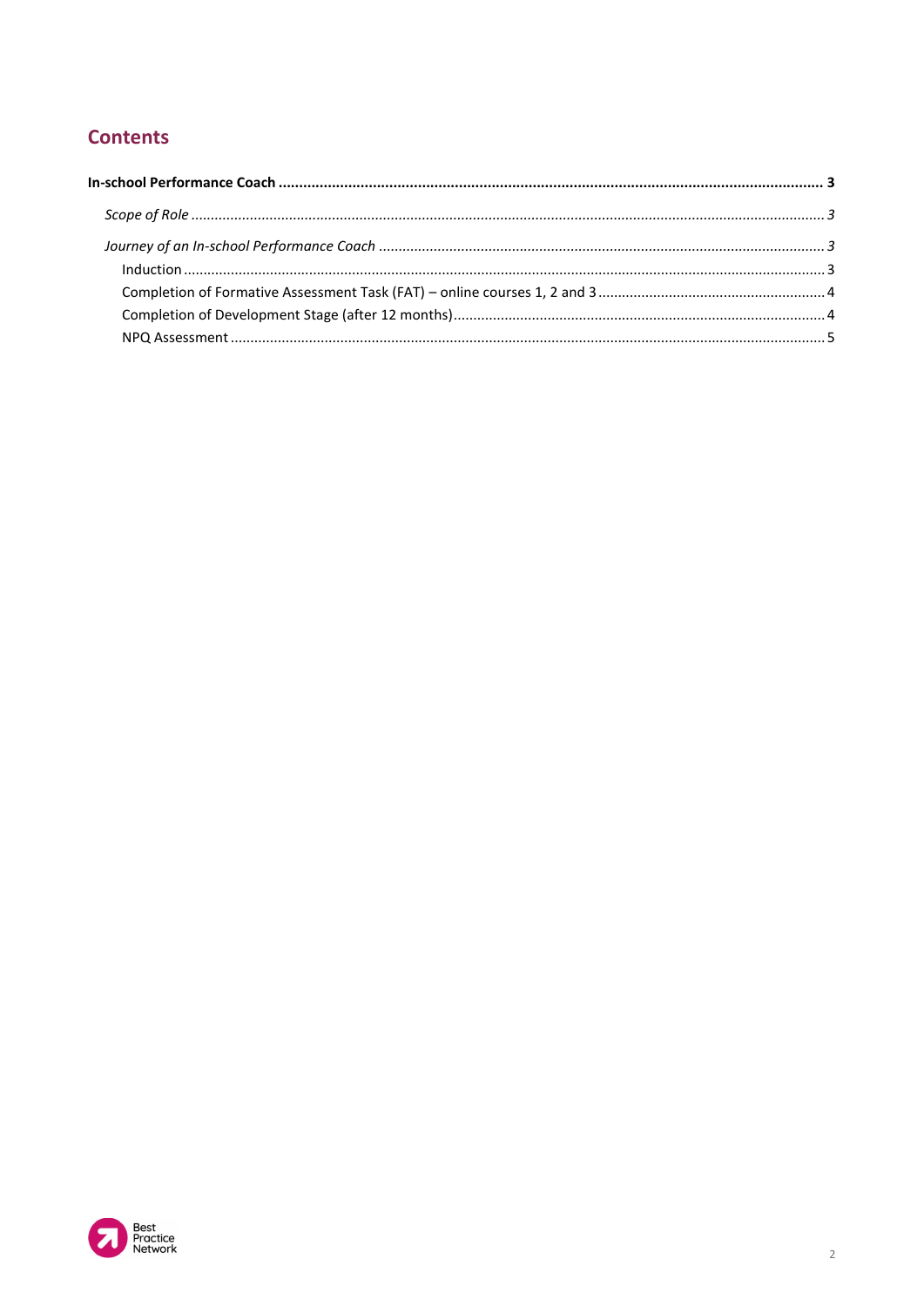## Contents

**In-school Performance Coach** ..................................................................... **3**

*Scope of Role* ..................................................................... *3*

*Journey of an In-school Performance Coach* ..................................................................... *3*

Induction ..................................................................... 3

Completion of Formative Assessment Task (FAT) – online courses 1, 2 and 3 ..................................................................... 4

Completion of Development Stage (after 12 months) ..................................................................... 4

NPQ Assessment ..................................................................... 5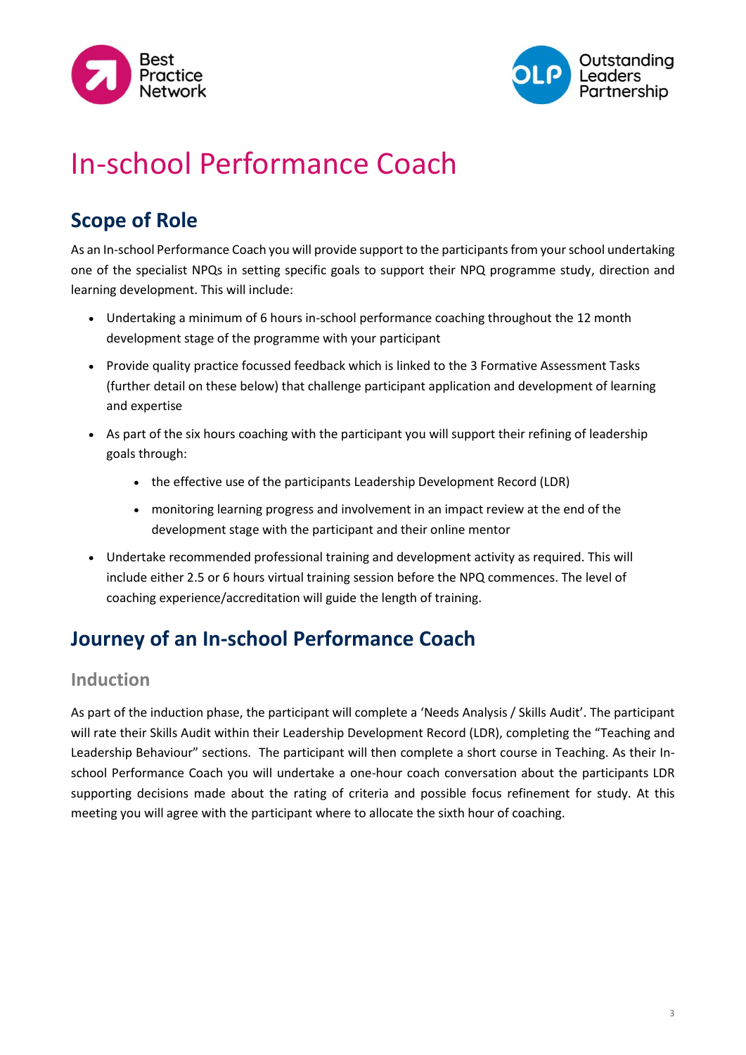# In-school Performance Coach

## Scope of Role

As an In-school Performance Coach you will provide support to the participants from your school undertaking one of the specialist NPQs in setting specific goals to support their NPQ programme study, direction and learning development. This will include:

- Undertaking a minimum of 6 hours in-school performance coaching throughout the 12 month development stage of the programme with your participant
- Provide quality practice focussed feedback which is linked to the 3 Formative Assessment Tasks (further detail on these below) that challenge participant application and development of learning and expertise
- As part of the six hours coaching with the participant you will support their refining of leadership goals through:
  - the effective use of the participants Leadership Development Record (LDR)
  - monitoring learning progress and involvement in an impact review at the end of the development stage with the participant and their online mentor
- Undertake recommended professional training and development activity as required. This will include either 2.5 or 6 hours virtual training session before the NPQ commences. The level of coaching experience/accreditation will guide the length of training.

## Journey of an In-school Performance Coach

### Induction

As part of the induction phase, the participant will complete a 'Needs Analysis / Skills Audit'. The participant will rate their Skills Audit within their Leadership Development Record (LDR), completing the "Teaching and Leadership Behaviour" sections. The participant will then complete a short course in Teaching. As their In-school Performance Coach you will undertake a one-hour coach conversation about the participants LDR supporting decisions made about the rating of criteria and possible focus refinement for study. At this meeting you will agree with the participant where to allocate the sixth hour of coaching.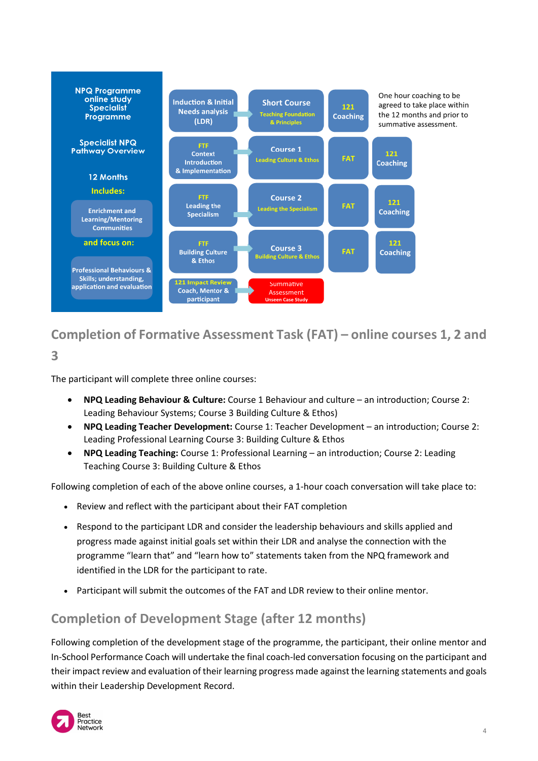**NPQ Programme online study Specialist Programme**

**Specialist NPQ Pathway Overview**

**12 Months**

**Includes:**

Enrichment and Learning/Mentoring Communities

**and focus on:**

Professional Behaviours & Skills; understanding, application and evaluation

| | | | | |
|---|---|---|---|---|
| Induction & Initial Needs analysis (LDR) | Short Course – Teaching Foundation & Principles | 121 Coaching | | One hour coaching to be agreed to take place within the 12 months and prior to summative assessment. |
| FTF Context Introduction & Implementation | Course 1 – Leading Culture & Ethos | FAT | 121 Coaching | |
| FTF Leading the Specialism | Course 2 – Leading the Specialism | FAT | 121 Coaching | |
| FTF Building Culture & Ethos | Course 3 – Building Culture & Ethos | FAT | 121 Coaching | |
| 121 Impact Review Coach, Mentor & participant | Summative Assessment – Unseen Case Study | | | |

## Completion of Formative Assessment Task (FAT) – online courses 1, 2 and 3

The participant will complete three online courses:

- **NPQ Leading Behaviour & Culture:** Course 1 Behaviour and culture – an introduction; Course 2: Leading Behaviour Systems; Course 3 Building Culture & Ethos)
- **NPQ Leading Teacher Development:** Course 1: Teacher Development – an introduction; Course 2: Leading Professional Learning Course 3: Building Culture & Ethos
- **NPQ Leading Teaching:** Course 1: Professional Learning – an introduction; Course 2: Leading Teaching Course 3: Building Culture & Ethos

Following completion of each of the above online courses, a 1-hour coach conversation will take place to:

- Review and reflect with the participant about their FAT completion
- Respond to the participant LDR and consider the leadership behaviours and skills applied and progress made against initial goals set within their LDR and analyse the connection with the programme "learn that" and "learn how to" statements taken from the NPQ framework and identified in the LDR for the participant to rate.
- Participant will submit the outcomes of the FAT and LDR review to their online mentor.

## Completion of Development Stage (after 12 months)

Following completion of the development stage of the programme, the participant, their online mentor and In-School Performance Coach will undertake the final coach-led conversation focusing on the participant and their impact review and evaluation of their learning progress made against the learning statements and goals within their Leadership Development Record.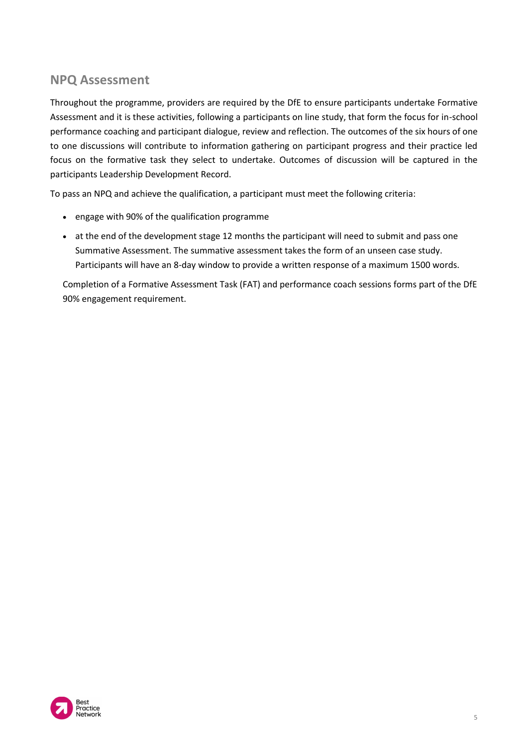## NPQ Assessment

Throughout the programme, providers are required by the DfE to ensure participants undertake Formative Assessment and it is these activities, following a participants on line study, that form the focus for in-school performance coaching and participant dialogue, review and reflection. The outcomes of the six hours of one to one discussions will contribute to information gathering on participant progress and their practice led focus on the formative task they select to undertake. Outcomes of discussion will be captured in the participants Leadership Development Record.

To pass an NPQ and achieve the qualification, a participant must meet the following criteria:

- engage with 90% of the qualification programme
- at the end of the development stage 12 months the participant will need to submit and pass one Summative Assessment. The summative assessment takes the form of an unseen case study. Participants will have an 8-day window to provide a written response of a maximum 1500 words.

Completion of a Formative Assessment Task (FAT) and performance coach sessions forms part of the DfE 90% engagement requirement.